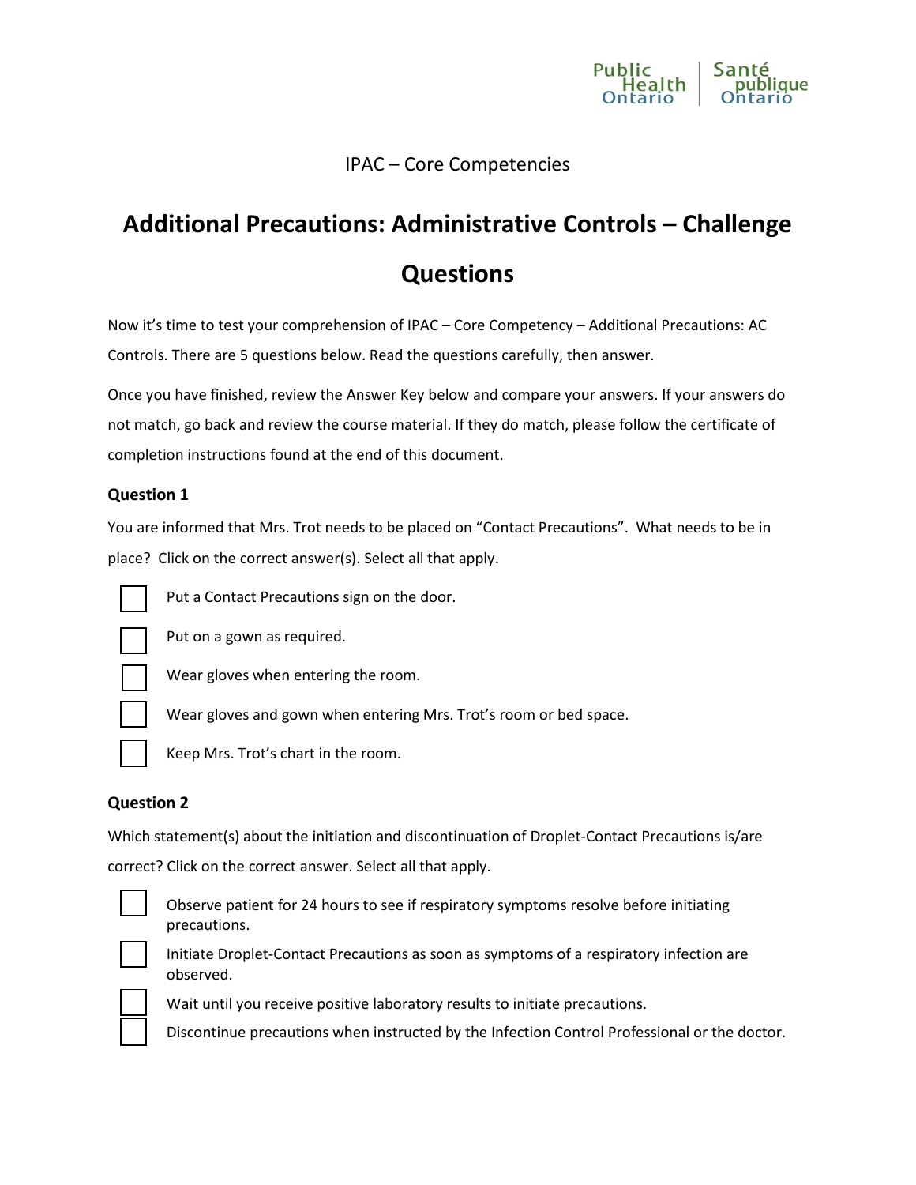IPAC – Core Competencies

# Additional Precautions: Administrative Controls – Challenge Questions

Now it's time to test your comprehension of IPAC – Core Competency – Additional Precautions: AC Controls. There are 5 questions below. Read the questions carefully, then answer.

Once you have finished, review the Answer Key below and compare your answers. If your answers do not match, go back and review the course material. If they do match, please follow the certificate of completion instructions found at the end of this document.

### Question 1

You are informed that Mrs. Trot needs to be placed on "Contact Precautions". What needs to be in place? Click on the correct answer(s). Select all that apply.

- [ ] Put a Contact Precautions sign on the door.
- [ ] Put on a gown as required.
- [ ] Wear gloves when entering the room.
- [ ] Wear gloves and gown when entering Mrs. Trot's room or bed space.
- [ ] Keep Mrs. Trot's chart in the room.

### Question 2

Which statement(s) about the initiation and discontinuation of Droplet-Contact Precautions is/are correct? Click on the correct answer. Select all that apply.

- [ ] Observe patient for 24 hours to see if respiratory symptoms resolve before initiating precautions.
- [ ] Initiate Droplet-Contact Precautions as soon as symptoms of a respiratory infection are observed.
- [ ] Wait until you receive positive laboratory results to initiate precautions.
- [ ] Discontinue precautions when instructed by the Infection Control Professional or the doctor.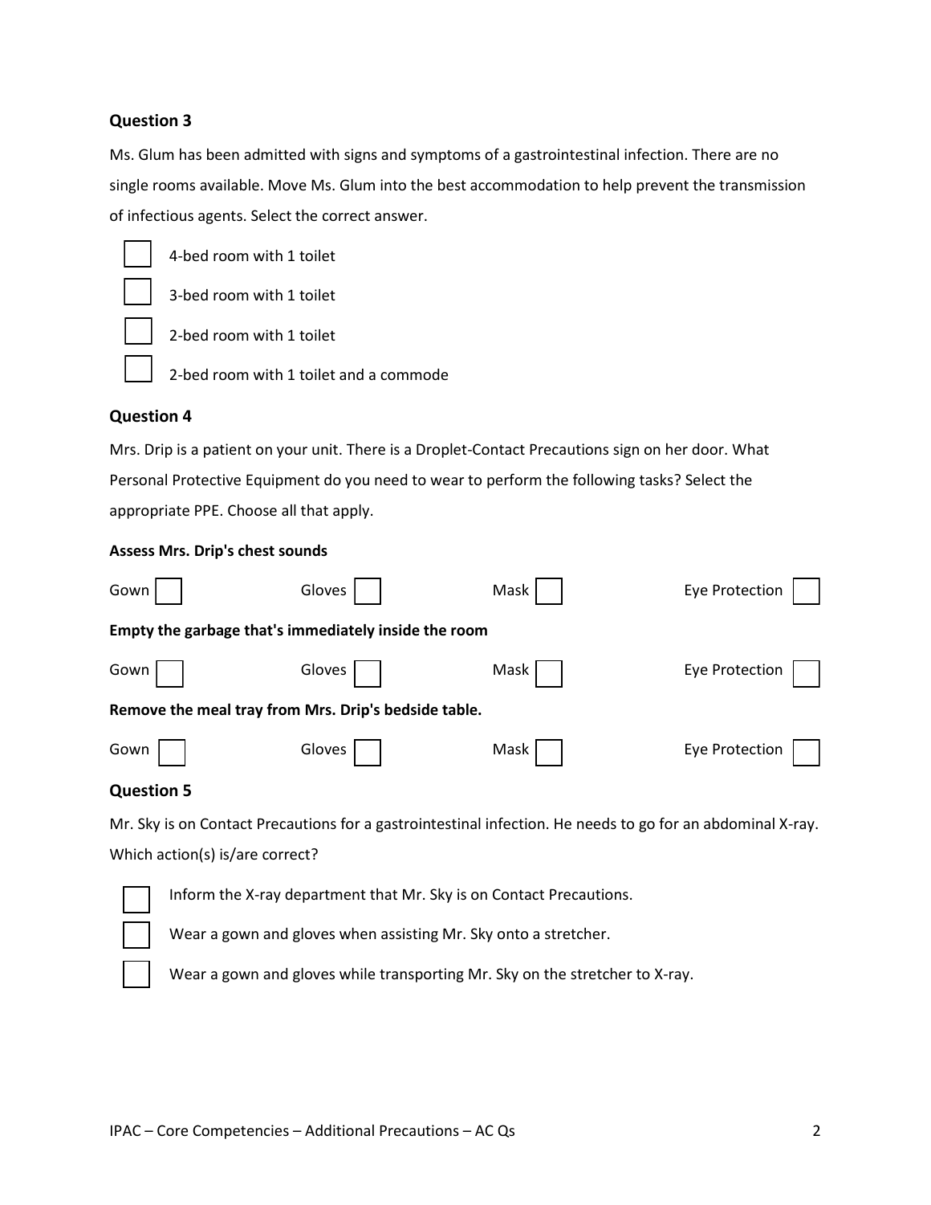### Question 3

Ms. Glum has been admitted with signs and symptoms of a gastrointestinal infection. There are no single rooms available. Move Ms. Glum into the best accommodation to help prevent the transmission of infectious agents. Select the correct answer.

- [ ] 4-bed room with 1 toilet
- [ ] 3-bed room with 1 toilet
- [ ] 2-bed room with 1 toilet
- [ ] 2-bed room with 1 toilet and a commode

### Question 4

Mrs. Drip is a patient on your unit. There is a Droplet-Contact Precautions sign on her door. What Personal Protective Equipment do you need to wear to perform the following tasks? Select the appropriate PPE. Choose all that apply.

**Assess Mrs. Drip's chest sounds**

Gown [ ] Gloves [ ] Mask [ ] Eye Protection [ ]

**Empty the garbage that's immediately inside the room**

Gown [ ] Gloves [ ] Mask [ ] Eye Protection [ ]

**Remove the meal tray from Mrs. Drip's bedside table.**

Gown [ ] Gloves [ ] Mask [ ] Eye Protection [ ]

### Question 5

Mr. Sky is on Contact Precautions for a gastrointestinal infection. He needs to go for an abdominal X-ray. Which action(s) is/are correct?

- [ ] Inform the X-ray department that Mr. Sky is on Contact Precautions.
- [ ] Wear a gown and gloves when assisting Mr. Sky onto a stretcher.
- [ ] Wear a gown and gloves while transporting Mr. Sky on the stretcher to X-ray.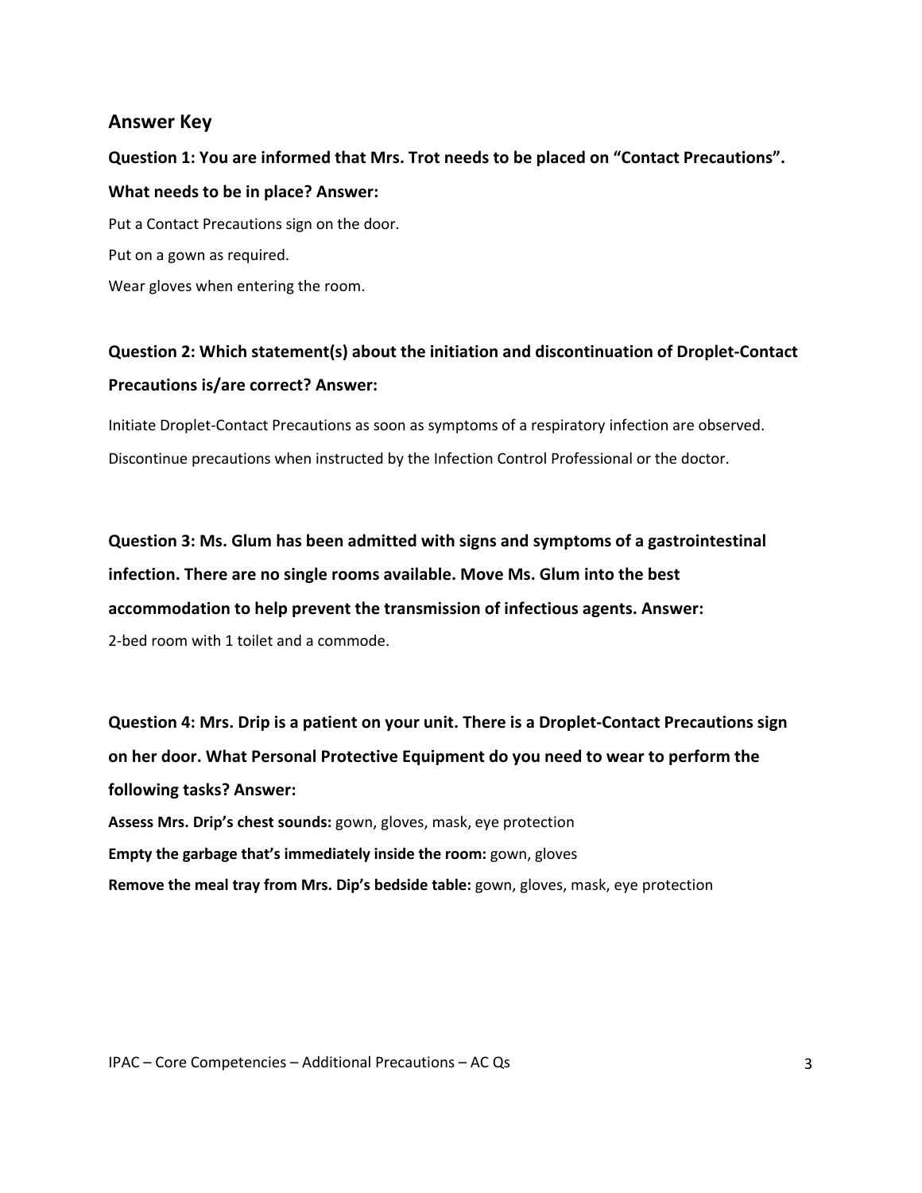## Answer Key

**Question 1: You are informed that Mrs. Trot needs to be placed on "Contact Precautions". What needs to be in place? Answer:**

Put a Contact Precautions sign on the door.

Put on a gown as required.

Wear gloves when entering the room.

**Question 2: Which statement(s) about the initiation and discontinuation of Droplet-Contact Precautions is/are correct? Answer:**

Initiate Droplet-Contact Precautions as soon as symptoms of a respiratory infection are observed.

Discontinue precautions when instructed by the Infection Control Professional or the doctor.

**Question 3: Ms. Glum has been admitted with signs and symptoms of a gastrointestinal infection. There are no single rooms available. Move Ms. Glum into the best accommodation to help prevent the transmission of infectious agents. Answer:**

2-bed room with 1 toilet and a commode.

**Question 4: Mrs. Drip is a patient on your unit. There is a Droplet-Contact Precautions sign on her door. What Personal Protective Equipment do you need to wear to perform the following tasks? Answer:**

**Assess Mrs. Drip's chest sounds:** gown, gloves, mask, eye protection

**Empty the garbage that's immediately inside the room:** gown, gloves

**Remove the meal tray from Mrs. Dip's bedside table:** gown, gloves, mask, eye protection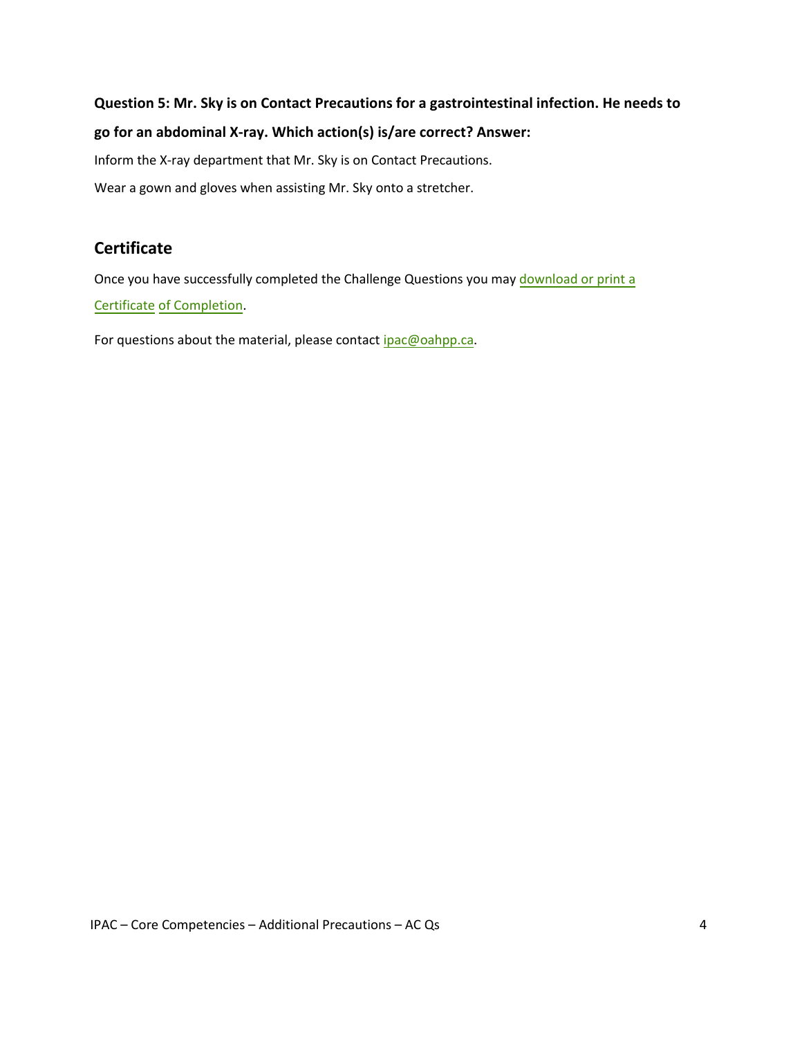**Question 5: Mr. Sky is on Contact Precautions for a gastrointestinal infection. He needs to go for an abdominal X-ray. Which action(s) is/are correct? Answer:**

Inform the X-ray department that Mr. Sky is on Contact Precautions.

Wear a gown and gloves when assisting Mr. Sky onto a stretcher.

## Certificate

Once you have successfully completed the Challenge Questions you may download or print a Certificate of Completion.

For questions about the material, please contact ipac@oahpp.ca.